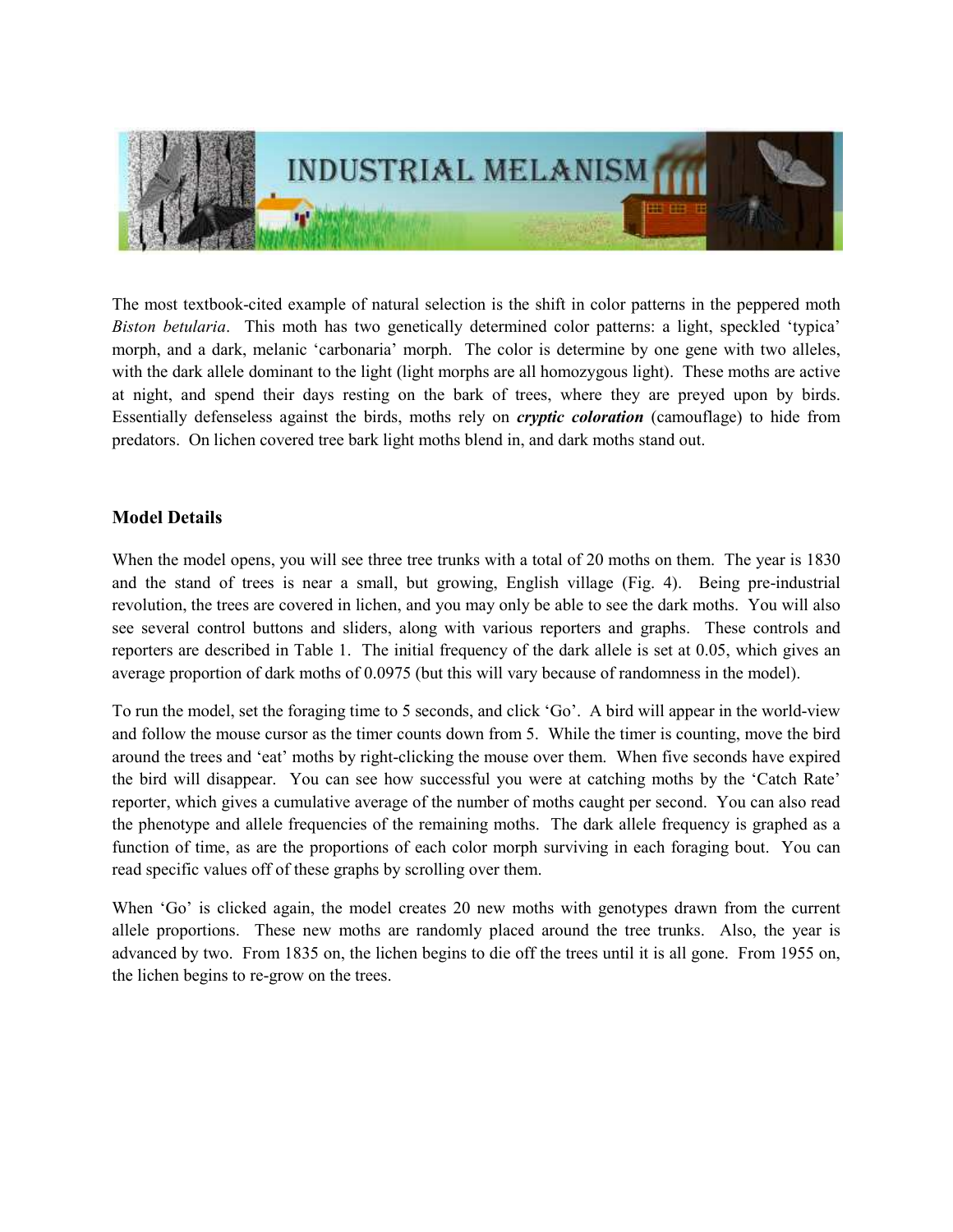The most textbook-cited example of natural selection is the shift in color patterns in the peppered moth *Biston betularia*. This moth has two genetically determined color patterns: a light, speckled 'typica' morph, and a dark, melanic 'carbonaria' morph. The color is determine by one gene with two alleles, with the dark allele dominant to the light (light morphs are all homozygous light). These moths are active at night, and spend their days resting on the bark of trees, where they are preyed upon by birds. Essentially defenseless against the birds, moths rely on ***cryptic coloration*** (camouflage) to hide from predators. On lichen covered tree bark light moths blend in, and dark moths stand out.

### Model Details

When the model opens, you will see three tree trunks with a total of 20 moths on them. The year is 1830 and the stand of trees is near a small, but growing, English village (Fig. 4). Being pre-industrial revolution, the trees are covered in lichen, and you may only be able to see the dark moths. You will also see several control buttons and sliders, along with various reporters and graphs. These controls and reporters are described in Table 1. The initial frequency of the dark allele is set at 0.05, which gives an average proportion of dark moths of 0.0975 (but this will vary because of randomness in the model).

To run the model, set the foraging time to 5 seconds, and click 'Go'. A bird will appear in the world-view and follow the mouse cursor as the timer counts down from 5. While the timer is counting, move the bird around the trees and 'eat' moths by right-clicking the mouse over them. When five seconds have expired the bird will disappear. You can see how successful you were at catching moths by the 'Catch Rate' reporter, which gives a cumulative average of the number of moths caught per second. You can also read the phenotype and allele frequencies of the remaining moths. The dark allele frequency is graphed as a function of time, as are the proportions of each color morph surviving in each foraging bout. You can read specific values off of these graphs by scrolling over them.

When 'Go' is clicked again, the model creates 20 new moths with genotypes drawn from the current allele proportions. These new moths are randomly placed around the tree trunks. Also, the year is advanced by two. From 1835 on, the lichen begins to die off the trees until it is all gone. From 1955 on, the lichen begins to re-grow on the trees.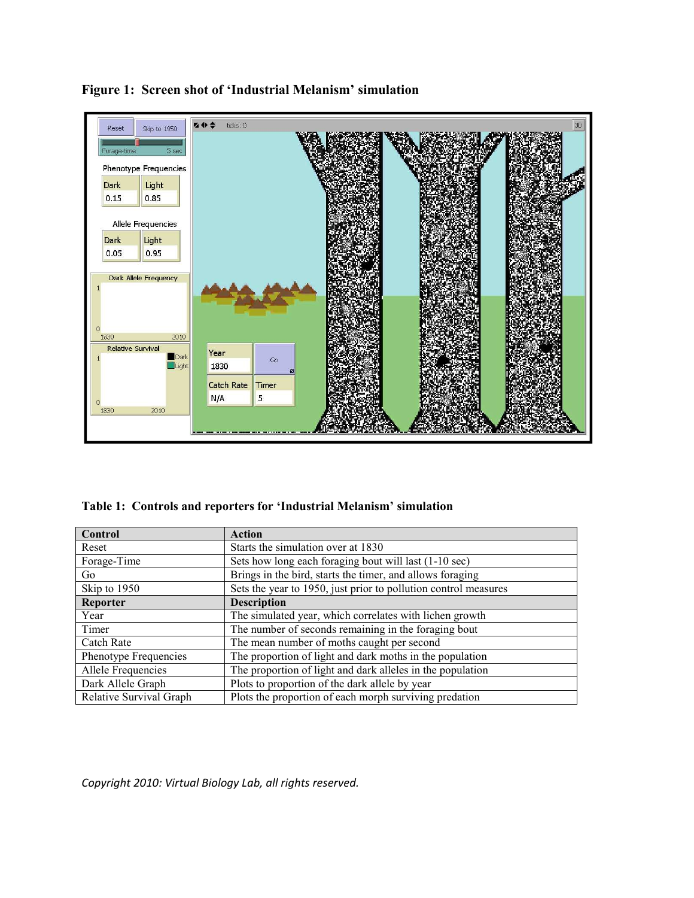**Figure 1: Screen shot of 'Industrial Melanism' simulation**

Reset
Skip to 1950
Forage-time 5 sec
Phenotype Frequencies
Dark 0.15
Light 0.85
Allele Frequencies
Dark 0.05
Light 0.95
Dark Allele Frequency
1
0
1830 2010
Relative Survival
Dark
Light
1
0
1830 2010
ticks: 0
3D
Year 1830
Go
Catch Rate N/A
Timer 5

**Table 1: Controls and reporters for 'Industrial Melanism' simulation**

| **Control** | **Action** |
|---|---|
| Reset | Starts the simulation over at 1830 |
| Forage-Time | Sets how long each foraging bout will last (1-10 sec) |
| Go | Brings in the bird, starts the timer, and allows foraging |
| Skip to 1950 | Sets the year to 1950, just prior to pollution control measures |
| **Reporter** | **Description** |
| Year | The simulated year, which correlates with lichen growth |
| Timer | The number of seconds remaining in the foraging bout |
| Catch Rate | The mean number of moths caught per second |
| Phenotype Frequencies | The proportion of light and dark moths in the population |
| Allele Frequencies | The proportion of light and dark alleles in the population |
| Dark Allele Graph | Plots to proportion of the dark allele by year |
| Relative Survival Graph | Plots the proportion of each morph surviving predation |

*Copyright 2010: Virtual Biology Lab, all rights reserved.*